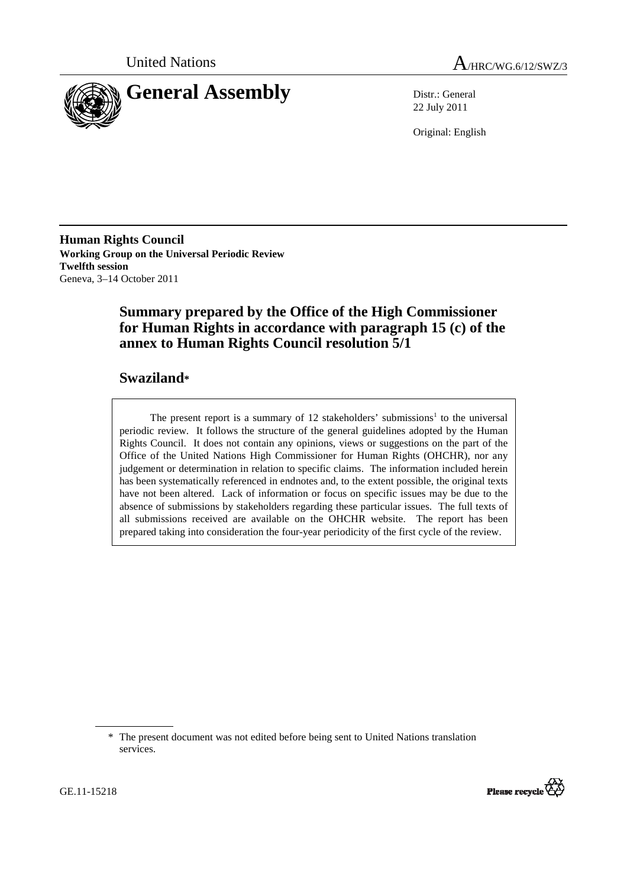United Nations

A/HRC/WG.6/12/SWZ/3

# General Assembly

Distr.: General
22 July 2011

Original: English

**Human Rights Council**
**Working Group on the Universal Periodic Review**
**Twelfth session**
Geneva, 3–14 October 2011

## Summary prepared by the Office of the High Commissioner for Human Rights in accordance with paragraph 15 (c) of the annex to Human Rights Council resolution 5/1

## Swaziland*

The present report is a summary of 12 stakeholders' submissions[1] to the universal periodic review. It follows the structure of the general guidelines adopted by the Human Rights Council. It does not contain any opinions, views or suggestions on the part of the Office of the United Nations High Commissioner for Human Rights (OHCHR), nor any judgement or determination in relation to specific claims. The information included herein has been systematically referenced in endnotes and, to the extent possible, the original texts have not been altered. Lack of information or focus on specific issues may be due to the absence of submissions by stakeholders regarding these particular issues. The full texts of all submissions received are available on the OHCHR website. The report has been prepared taking into consideration the four-year periodicity of the first cycle of the review.

\* The present document was not edited before being sent to United Nations translation services.

GE.11-15218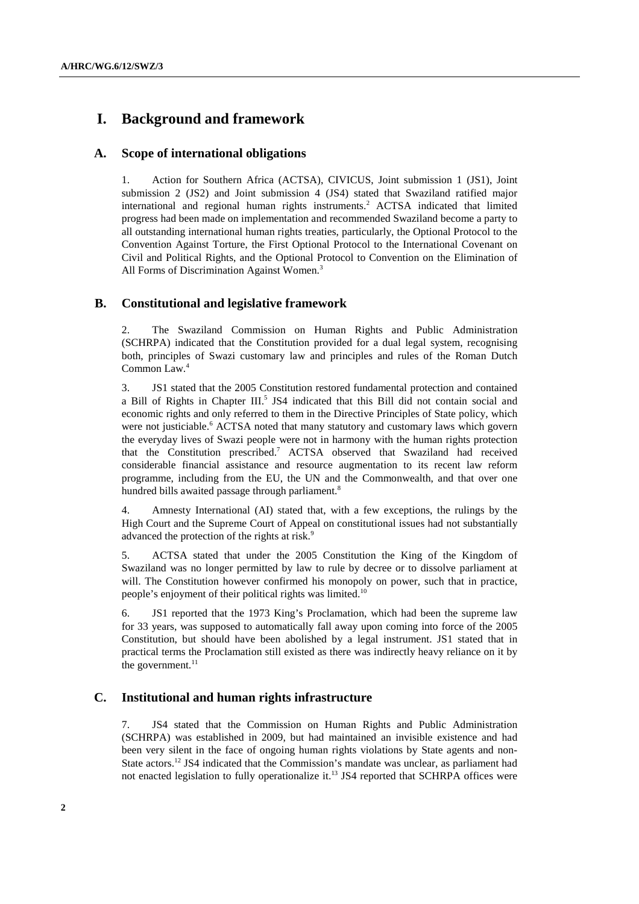# I. Background and framework

## A. Scope of international obligations

1. Action for Southern Africa (ACTSA), CIVICUS, Joint submission 1 (JS1), Joint submission 2 (JS2) and Joint submission 4 (JS4) stated that Swaziland ratified major international and regional human rights instruments.[2] ACTSA indicated that limited progress had been made on implementation and recommended Swaziland become a party to all outstanding international human rights treaties, particularly, the Optional Protocol to the Convention Against Torture, the First Optional Protocol to the International Covenant on Civil and Political Rights, and the Optional Protocol to Convention on the Elimination of All Forms of Discrimination Against Women.[3]

## B. Constitutional and legislative framework

2. The Swaziland Commission on Human Rights and Public Administration (SCHRPA) indicated that the Constitution provided for a dual legal system, recognising both, principles of Swazi customary law and principles and rules of the Roman Dutch Common Law.[4]

3. JS1 stated that the 2005 Constitution restored fundamental protection and contained a Bill of Rights in Chapter III.[5] JS4 indicated that this Bill did not contain social and economic rights and only referred to them in the Directive Principles of State policy, which were not justiciable.[6] ACTSA noted that many statutory and customary laws which govern the everyday lives of Swazi people were not in harmony with the human rights protection that the Constitution prescribed.[7] ACTSA observed that Swaziland had received considerable financial assistance and resource augmentation to its recent law reform programme, including from the EU, the UN and the Commonwealth, and that over one hundred bills awaited passage through parliament.[8]

4. Amnesty International (AI) stated that, with a few exceptions, the rulings by the High Court and the Supreme Court of Appeal on constitutional issues had not substantially advanced the protection of the rights at risk.[9]

5. ACTSA stated that under the 2005 Constitution the King of the Kingdom of Swaziland was no longer permitted by law to rule by decree or to dissolve parliament at will. The Constitution however confirmed his monopoly on power, such that in practice, people's enjoyment of their political rights was limited.[10]

6. JS1 reported that the 1973 King's Proclamation, which had been the supreme law for 33 years, was supposed to automatically fall away upon coming into force of the 2005 Constitution, but should have been abolished by a legal instrument. JS1 stated that in practical terms the Proclamation still existed as there was indirectly heavy reliance on it by the government.[11]

## C. Institutional and human rights infrastructure

7. JS4 stated that the Commission on Human Rights and Public Administration (SCHRPA) was established in 2009, but had maintained an invisible existence and had been very silent in the face of ongoing human rights violations by State agents and non-State actors.[12] JS4 indicated that the Commission's mandate was unclear, as parliament had not enacted legislation to fully operationalize it.[13] JS4 reported that SCHRPA offices were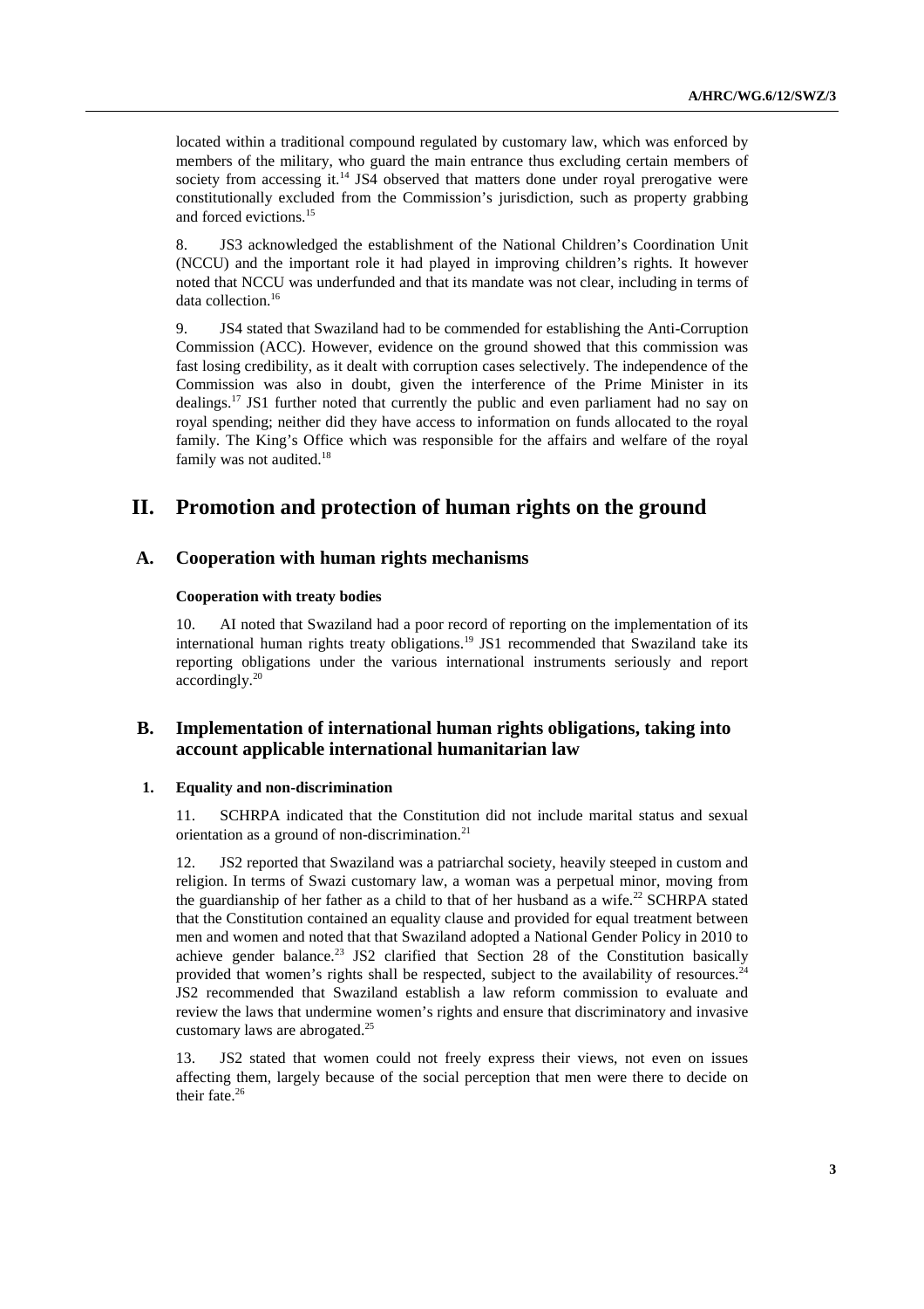located within a traditional compound regulated by customary law, which was enforced by members of the military, who guard the main entrance thus excluding certain members of society from accessing it.[14] JS4 observed that matters done under royal prerogative were constitutionally excluded from the Commission's jurisdiction, such as property grabbing and forced evictions.[15]

8. JS3 acknowledged the establishment of the National Children's Coordination Unit (NCCU) and the important role it had played in improving children's rights. It however noted that NCCU was underfunded and that its mandate was not clear, including in terms of data collection.[16]

9. JS4 stated that Swaziland had to be commended for establishing the Anti-Corruption Commission (ACC). However, evidence on the ground showed that this commission was fast losing credibility, as it dealt with corruption cases selectively. The independence of the Commission was also in doubt, given the interference of the Prime Minister in its dealings.[17] JS1 further noted that currently the public and even parliament had no say on royal spending; neither did they have access to information on funds allocated to the royal family. The King's Office which was responsible for the affairs and welfare of the royal family was not audited.[18]

# II. Promotion and protection of human rights on the ground

## A. Cooperation with human rights mechanisms

### Cooperation with treaty bodies

10. AI noted that Swaziland had a poor record of reporting on the implementation of its international human rights treaty obligations.[19] JS1 recommended that Swaziland take its reporting obligations under the various international instruments seriously and report accordingly.[20]

## B. Implementation of international human rights obligations, taking into account applicable international humanitarian law

### 1. Equality and non-discrimination

11. SCHRPA indicated that the Constitution did not include marital status and sexual orientation as a ground of non-discrimination.[21]

12. JS2 reported that Swaziland was a patriarchal society, heavily steeped in custom and religion. In terms of Swazi customary law, a woman was a perpetual minor, moving from the guardianship of her father as a child to that of her husband as a wife.[22] SCHRPA stated that the Constitution contained an equality clause and provided for equal treatment between men and women and noted that that Swaziland adopted a National Gender Policy in 2010 to achieve gender balance.[23] JS2 clarified that Section 28 of the Constitution basically provided that women's rights shall be respected, subject to the availability of resources.[24] JS2 recommended that Swaziland establish a law reform commission to evaluate and review the laws that undermine women's rights and ensure that discriminatory and invasive customary laws are abrogated.[25]

13. JS2 stated that women could not freely express their views, not even on issues affecting them, largely because of the social perception that men were there to decide on their fate.[26]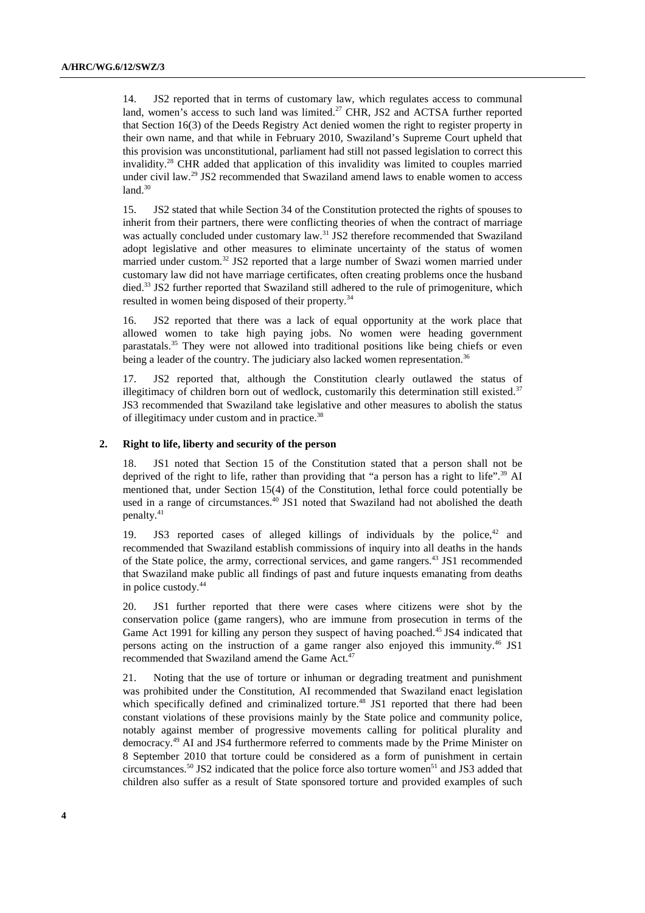14. JS2 reported that in terms of customary law, which regulates access to communal land, women's access to such land was limited.[27] CHR, JS2 and ACTSA further reported that Section 16(3) of the Deeds Registry Act denied women the right to register property in their own name, and that while in February 2010, Swaziland's Supreme Court upheld that this provision was unconstitutional, parliament had still not passed legislation to correct this invalidity.[28] CHR added that application of this invalidity was limited to couples married under civil law.[29] JS2 recommended that Swaziland amend laws to enable women to access land.[30]

15. JS2 stated that while Section 34 of the Constitution protected the rights of spouses to inherit from their partners, there were conflicting theories of when the contract of marriage was actually concluded under customary law.[31] JS2 therefore recommended that Swaziland adopt legislative and other measures to eliminate uncertainty of the status of women married under custom.[32] JS2 reported that a large number of Swazi women married under customary law did not have marriage certificates, often creating problems once the husband died.[33] JS2 further reported that Swaziland still adhered to the rule of primogeniture, which resulted in women being disposed of their property.[34]

16. JS2 reported that there was a lack of equal opportunity at the work place that allowed women to take high paying jobs. No women were heading government parastatals.[35] They were not allowed into traditional positions like being chiefs or even being a leader of the country. The judiciary also lacked women representation.[36]

17. JS2 reported that, although the Constitution clearly outlawed the status of illegitimacy of children born out of wedlock, customarily this determination still existed.[37] JS3 recommended that Swaziland take legislative and other measures to abolish the status of illegitimacy under custom and in practice.[38]

### 2. Right to life, liberty and security of the person

18. JS1 noted that Section 15 of the Constitution stated that a person shall not be deprived of the right to life, rather than providing that "a person has a right to life".[39] AI mentioned that, under Section 15(4) of the Constitution, lethal force could potentially be used in a range of circumstances.[40] JS1 noted that Swaziland had not abolished the death penalty.[41]

19. JS3 reported cases of alleged killings of individuals by the police,[42] and recommended that Swaziland establish commissions of inquiry into all deaths in the hands of the State police, the army, correctional services, and game rangers.[43] JS1 recommended that Swaziland make public all findings of past and future inquests emanating from deaths in police custody.[44]

20. JS1 further reported that there were cases where citizens were shot by the conservation police (game rangers), who are immune from prosecution in terms of the Game Act 1991 for killing any person they suspect of having poached.[45] JS4 indicated that persons acting on the instruction of a game ranger also enjoyed this immunity.[46] JS1 recommended that Swaziland amend the Game Act.[47]

21. Noting that the use of torture or inhuman or degrading treatment and punishment was prohibited under the Constitution, AI recommended that Swaziland enact legislation which specifically defined and criminalized torture.[48] JS1 reported that there had been constant violations of these provisions mainly by the State police and community police, notably against member of progressive movements calling for political plurality and democracy.[49] AI and JS4 furthermore referred to comments made by the Prime Minister on 8 September 2010 that torture could be considered as a form of punishment in certain circumstances.[50] JS2 indicated that the police force also torture women[51] and JS3 added that children also suffer as a result of State sponsored torture and provided examples of such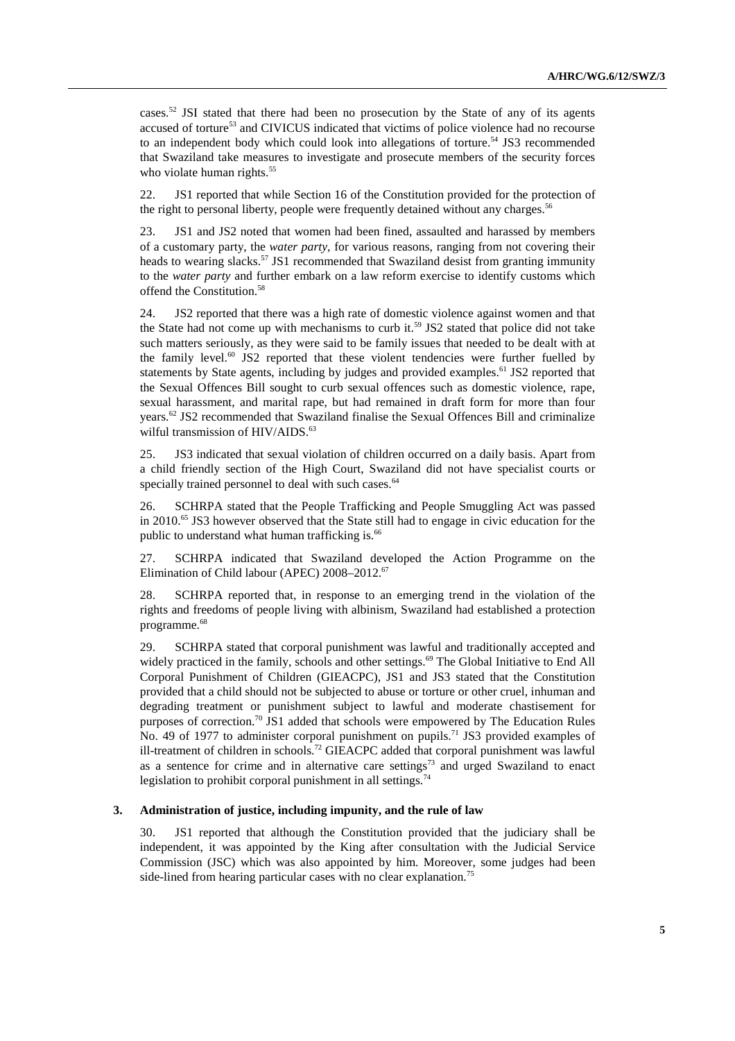cases.[52] JSI stated that there had been no prosecution by the State of any of its agents accused of torture[53] and CIVICUS indicated that victims of police violence had no recourse to an independent body which could look into allegations of torture.[54] JS3 recommended that Swaziland take measures to investigate and prosecute members of the security forces who violate human rights.[55]

22. JS1 reported that while Section 16 of the Constitution provided for the protection of the right to personal liberty, people were frequently detained without any charges.[56]

23. JS1 and JS2 noted that women had been fined, assaulted and harassed by members of a customary party, the *water party*, for various reasons, ranging from not covering their heads to wearing slacks.[57] JS1 recommended that Swaziland desist from granting immunity to the *water party* and further embark on a law reform exercise to identify customs which offend the Constitution.[58]

24. JS2 reported that there was a high rate of domestic violence against women and that the State had not come up with mechanisms to curb it.[59] JS2 stated that police did not take such matters seriously, as they were said to be family issues that needed to be dealt with at the family level.[60] JS2 reported that these violent tendencies were further fuelled by statements by State agents, including by judges and provided examples.[61] JS2 reported that the Sexual Offences Bill sought to curb sexual offences such as domestic violence, rape, sexual harassment, and marital rape, but had remained in draft form for more than four years.[62] JS2 recommended that Swaziland finalise the Sexual Offences Bill and criminalize wilful transmission of HIV/AIDS.[63]

25. JS3 indicated that sexual violation of children occurred on a daily basis. Apart from a child friendly section of the High Court, Swaziland did not have specialist courts or specially trained personnel to deal with such cases.[64]

26. SCHRPA stated that the People Trafficking and People Smuggling Act was passed in 2010.[65] JS3 however observed that the State still had to engage in civic education for the public to understand what human trafficking is.[66]

27. SCHRPA indicated that Swaziland developed the Action Programme on the Elimination of Child labour (APEC) 2008–2012.[67]

28. SCHRPA reported that, in response to an emerging trend in the violation of the rights and freedoms of people living with albinism, Swaziland had established a protection programme.[68]

29. SCHRPA stated that corporal punishment was lawful and traditionally accepted and widely practiced in the family, schools and other settings.[69] The Global Initiative to End All Corporal Punishment of Children (GIEACPC), JS1 and JS3 stated that the Constitution provided that a child should not be subjected to abuse or torture or other cruel, inhuman and degrading treatment or punishment subject to lawful and moderate chastisement for purposes of correction.[70] JS1 added that schools were empowered by The Education Rules No. 49 of 1977 to administer corporal punishment on pupils.[71] JS3 provided examples of ill-treatment of children in schools.[72] GIEACPC added that corporal punishment was lawful as a sentence for crime and in alternative care settings[73] and urged Swaziland to enact legislation to prohibit corporal punishment in all settings.[74]

### 3. Administration of justice, including impunity, and the rule of law

30. JS1 reported that although the Constitution provided that the judiciary shall be independent, it was appointed by the King after consultation with the Judicial Service Commission (JSC) which was also appointed by him. Moreover, some judges had been side-lined from hearing particular cases with no clear explanation.[75]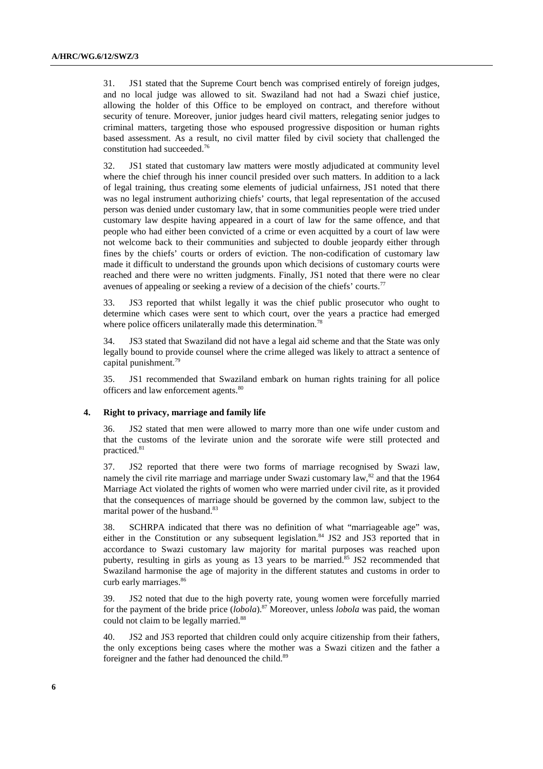31. JS1 stated that the Supreme Court bench was comprised entirely of foreign judges, and no local judge was allowed to sit. Swaziland had not had a Swazi chief justice, allowing the holder of this Office to be employed on contract, and therefore without security of tenure. Moreover, junior judges heard civil matters, relegating senior judges to criminal matters, targeting those who espoused progressive disposition or human rights based assessment. As a result, no civil matter filed by civil society that challenged the constitution had succeeded.[76]

32. JS1 stated that customary law matters were mostly adjudicated at community level where the chief through his inner council presided over such matters. In addition to a lack of legal training, thus creating some elements of judicial unfairness, JS1 noted that there was no legal instrument authorizing chiefs' courts, that legal representation of the accused person was denied under customary law, that in some communities people were tried under customary law despite having appeared in a court of law for the same offence, and that people who had either been convicted of a crime or even acquitted by a court of law were not welcome back to their communities and subjected to double jeopardy either through fines by the chiefs' courts or orders of eviction. The non-codification of customary law made it difficult to understand the grounds upon which decisions of customary courts were reached and there were no written judgments. Finally, JS1 noted that there were no clear avenues of appealing or seeking a review of a decision of the chiefs' courts.[77]

33. JS3 reported that whilst legally it was the chief public prosecutor who ought to determine which cases were sent to which court, over the years a practice had emerged where police officers unilaterally made this determination.[78]

34. JS3 stated that Swaziland did not have a legal aid scheme and that the State was only legally bound to provide counsel where the crime alleged was likely to attract a sentence of capital punishment.[79]

35. JS1 recommended that Swaziland embark on human rights training for all police officers and law enforcement agents.[80]

### 4. Right to privacy, marriage and family life

36. JS2 stated that men were allowed to marry more than one wife under custom and that the customs of the levirate union and the sororate wife were still protected and practiced.[81]

37. JS2 reported that there were two forms of marriage recognised by Swazi law, namely the civil rite marriage and marriage under Swazi customary law,[82] and that the 1964 Marriage Act violated the rights of women who were married under civil rite, as it provided that the consequences of marriage should be governed by the common law, subject to the marital power of the husband.[83]

38. SCHRPA indicated that there was no definition of what "marriageable age" was, either in the Constitution or any subsequent legislation.[84] JS2 and JS3 reported that in accordance to Swazi customary law majority for marital purposes was reached upon puberty, resulting in girls as young as 13 years to be married.[85] JS2 recommended that Swaziland harmonise the age of majority in the different statutes and customs in order to curb early marriages.[86]

39. JS2 noted that due to the high poverty rate, young women were forcefully married for the payment of the bride price (*lobola*).[87] Moreover, unless *lobola* was paid, the woman could not claim to be legally married.[88]

40. JS2 and JS3 reported that children could only acquire citizenship from their fathers, the only exceptions being cases where the mother was a Swazi citizen and the father a foreigner and the father had denounced the child.[89]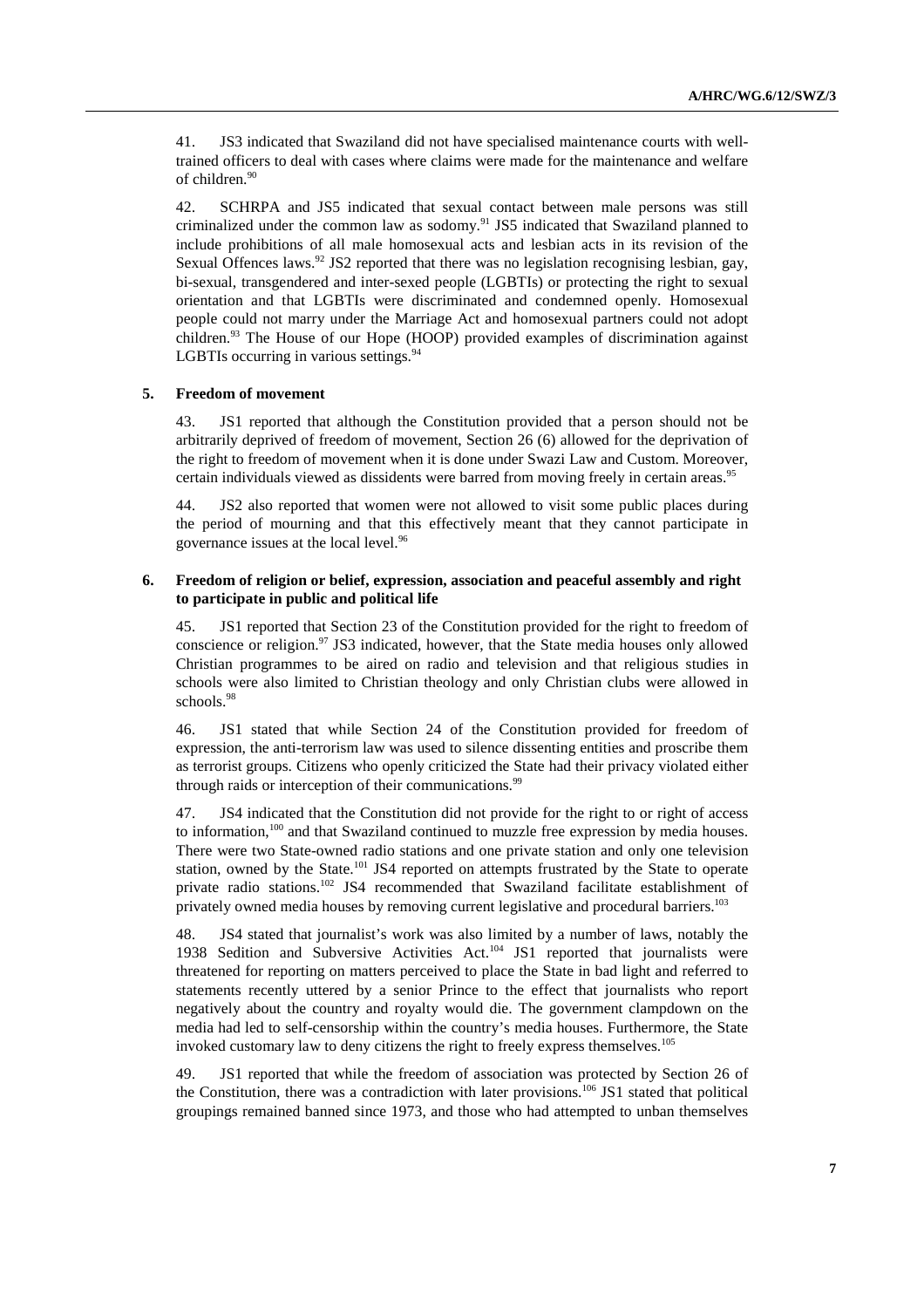41. JS3 indicated that Swaziland did not have specialised maintenance courts with well-trained officers to deal with cases where claims were made for the maintenance and welfare of children.[90]

42. SCHRPA and JS5 indicated that sexual contact between male persons was still criminalized under the common law as sodomy.[91] JS5 indicated that Swaziland planned to include prohibitions of all male homosexual acts and lesbian acts in its revision of the Sexual Offences laws.[92] JS2 reported that there was no legislation recognising lesbian, gay, bi-sexual, transgendered and inter-sexed people (LGBTIs) or protecting the right to sexual orientation and that LGBTIs were discriminated and condemned openly. Homosexual people could not marry under the Marriage Act and homosexual partners could not adopt children.[93] The House of our Hope (HOOP) provided examples of discrimination against LGBTIs occurring in various settings.[94]

### 5. Freedom of movement

43. JS1 reported that although the Constitution provided that a person should not be arbitrarily deprived of freedom of movement, Section 26 (6) allowed for the deprivation of the right to freedom of movement when it is done under Swazi Law and Custom. Moreover, certain individuals viewed as dissidents were barred from moving freely in certain areas.[95]

44. JS2 also reported that women were not allowed to visit some public places during the period of mourning and that this effectively meant that they cannot participate in governance issues at the local level.[96]

### 6. Freedom of religion or belief, expression, association and peaceful assembly and right to participate in public and political life

45. JS1 reported that Section 23 of the Constitution provided for the right to freedom of conscience or religion.[97] JS3 indicated, however, that the State media houses only allowed Christian programmes to be aired on radio and television and that religious studies in schools were also limited to Christian theology and only Christian clubs were allowed in schools.[98]

46. JS1 stated that while Section 24 of the Constitution provided for freedom of expression, the anti-terrorism law was used to silence dissenting entities and proscribe them as terrorist groups. Citizens who openly criticized the State had their privacy violated either through raids or interception of their communications.[99]

47. JS4 indicated that the Constitution did not provide for the right to or right of access to information,[100] and that Swaziland continued to muzzle free expression by media houses. There were two State-owned radio stations and one private station and only one television station, owned by the State.[101] JS4 reported on attempts frustrated by the State to operate private radio stations.[102] JS4 recommended that Swaziland facilitate establishment of privately owned media houses by removing current legislative and procedural barriers.[103]

48. JS4 stated that journalist's work was also limited by a number of laws, notably the 1938 Sedition and Subversive Activities Act.[104] JS1 reported that journalists were threatened for reporting on matters perceived to place the State in bad light and referred to statements recently uttered by a senior Prince to the effect that journalists who report negatively about the country and royalty would die. The government clampdown on the media had led to self-censorship within the country's media houses. Furthermore, the State invoked customary law to deny citizens the right to freely express themselves.[105]

49. JS1 reported that while the freedom of association was protected by Section 26 of the Constitution, there was a contradiction with later provisions.[106] JS1 stated that political groupings remained banned since 1973, and those who had attempted to unban themselves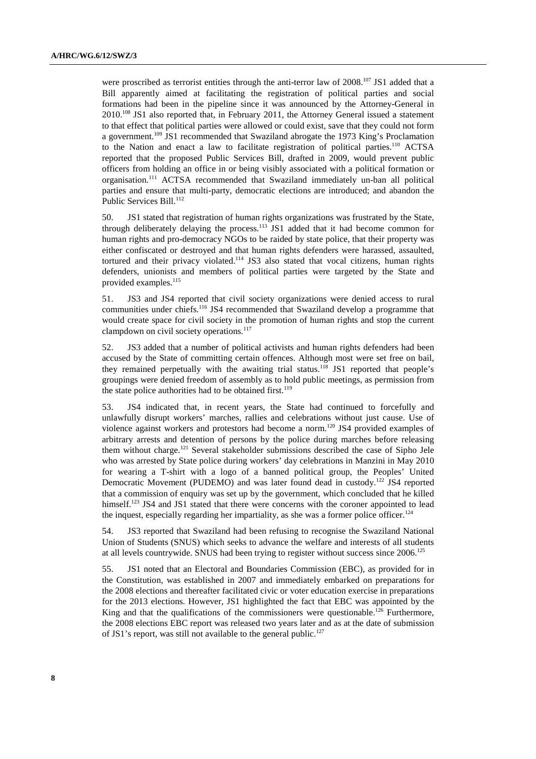were proscribed as terrorist entities through the anti-terror law of 2008.[107] JS1 added that a Bill apparently aimed at facilitating the registration of political parties and social formations had been in the pipeline since it was announced by the Attorney-General in 2010.[108] JS1 also reported that, in February 2011, the Attorney General issued a statement to that effect that political parties were allowed or could exist, save that they could not form a government.[109] JS1 recommended that Swaziland abrogate the 1973 King's Proclamation to the Nation and enact a law to facilitate registration of political parties.[110] ACTSA reported that the proposed Public Services Bill, drafted in 2009, would prevent public officers from holding an office in or being visibly associated with a political formation or organisation.[111] ACTSA recommended that Swaziland immediately un-ban all political parties and ensure that multi-party, democratic elections are introduced; and abandon the Public Services Bill.[112]

50. JS1 stated that registration of human rights organizations was frustrated by the State, through deliberately delaying the process.[113] JS1 added that it had become common for human rights and pro-democracy NGOs to be raided by state police, that their property was either confiscated or destroyed and that human rights defenders were harassed, assaulted, tortured and their privacy violated.[114] JS3 also stated that vocal citizens, human rights defenders, unionists and members of political parties were targeted by the State and provided examples.[115]

51. JS3 and JS4 reported that civil society organizations were denied access to rural communities under chiefs.[116] JS4 recommended that Swaziland develop a programme that would create space for civil society in the promotion of human rights and stop the current clampdown on civil society operations.[117]

52. JS3 added that a number of political activists and human rights defenders had been accused by the State of committing certain offences. Although most were set free on bail, they remained perpetually with the awaiting trial status.[118] JS1 reported that people's groupings were denied freedom of assembly as to hold public meetings, as permission from the state police authorities had to be obtained first.[119]

53. JS4 indicated that, in recent years, the State had continued to forcefully and unlawfully disrupt workers' marches, rallies and celebrations without just cause. Use of violence against workers and protestors had become a norm.[120] JS4 provided examples of arbitrary arrests and detention of persons by the police during marches before releasing them without charge.[121] Several stakeholder submissions described the case of Sipho Jele who was arrested by State police during workers' day celebrations in Manzini in May 2010 for wearing a T-shirt with a logo of a banned political group, the Peoples' United Democratic Movement (PUDEMO) and was later found dead in custody.[122] JS4 reported that a commission of enquiry was set up by the government, which concluded that he killed himself.[123] JS4 and JS1 stated that there were concerns with the coroner appointed to lead the inquest, especially regarding her impartiality, as she was a former police officer.[124]

54. JS3 reported that Swaziland had been refusing to recognise the Swaziland National Union of Students (SNUS) which seeks to advance the welfare and interests of all students at all levels countrywide. SNUS had been trying to register without success since 2006.[125]

55. JS1 noted that an Electoral and Boundaries Commission (EBC), as provided for in the Constitution, was established in 2007 and immediately embarked on preparations for the 2008 elections and thereafter facilitated civic or voter education exercise in preparations for the 2013 elections. However, JS1 highlighted the fact that EBC was appointed by the King and that the qualifications of the commissioners were questionable.[126] Furthermore, the 2008 elections EBC report was released two years later and as at the date of submission of JS1's report, was still not available to the general public.[127]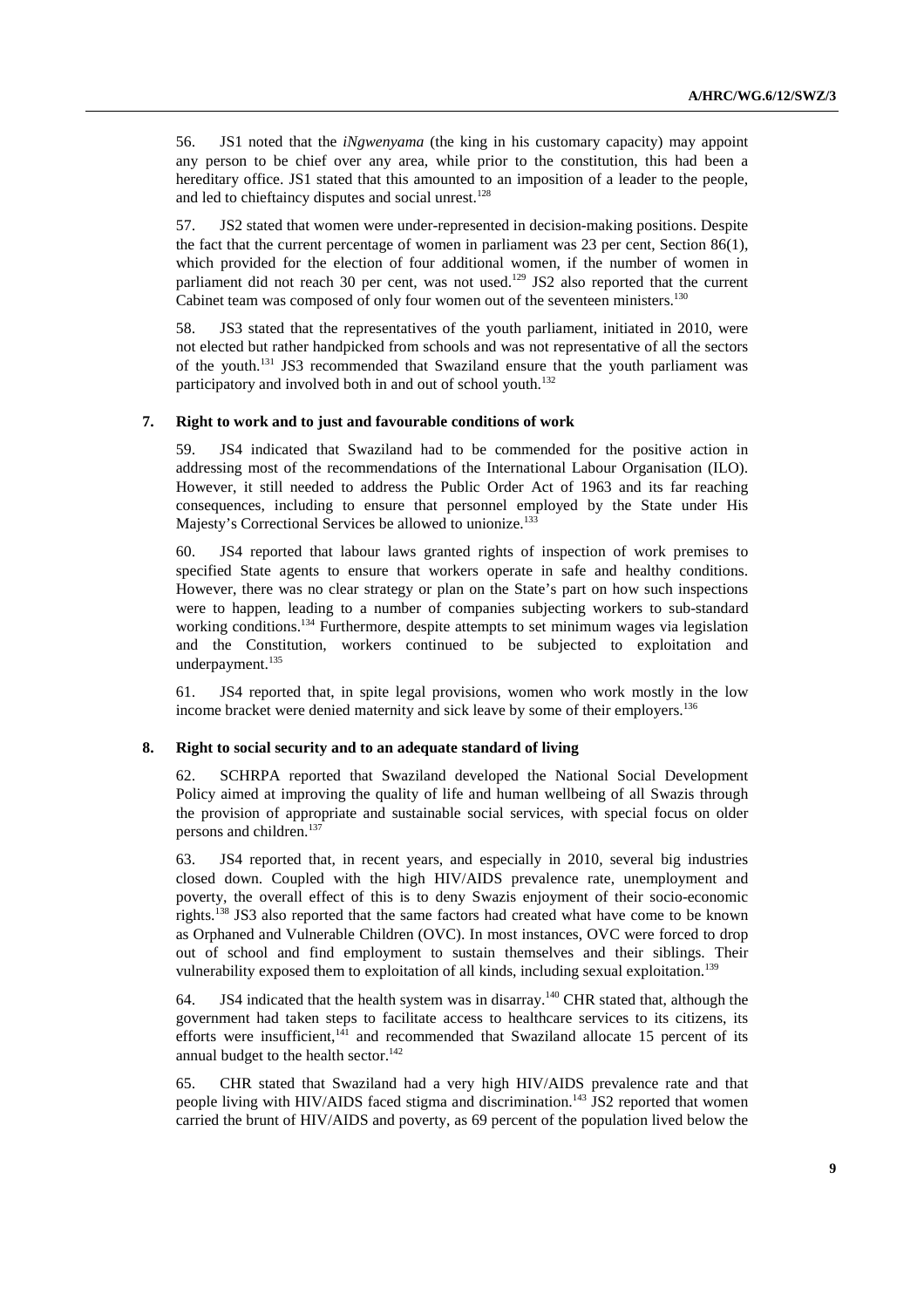56. JS1 noted that the *iNgwenyama* (the king in his customary capacity) may appoint any person to be chief over any area, while prior to the constitution, this had been a hereditary office. JS1 stated that this amounted to an imposition of a leader to the people, and led to chieftaincy disputes and social unrest.[128]

57. JS2 stated that women were under-represented in decision-making positions. Despite the fact that the current percentage of women in parliament was 23 per cent, Section 86(1), which provided for the election of four additional women, if the number of women in parliament did not reach 30 per cent, was not used.[129] JS2 also reported that the current Cabinet team was composed of only four women out of the seventeen ministers.[130]

58. JS3 stated that the representatives of the youth parliament, initiated in 2010, were not elected but rather handpicked from schools and was not representative of all the sectors of the youth.[131] JS3 recommended that Swaziland ensure that the youth parliament was participatory and involved both in and out of school youth.[132]

### 7. Right to work and to just and favourable conditions of work

59. JS4 indicated that Swaziland had to be commended for the positive action in addressing most of the recommendations of the International Labour Organisation (ILO). However, it still needed to address the Public Order Act of 1963 and its far reaching consequences, including to ensure that personnel employed by the State under His Majesty's Correctional Services be allowed to unionize.[133]

60. JS4 reported that labour laws granted rights of inspection of work premises to specified State agents to ensure that workers operate in safe and healthy conditions. However, there was no clear strategy or plan on the State's part on how such inspections were to happen, leading to a number of companies subjecting workers to sub-standard working conditions.[134] Furthermore, despite attempts to set minimum wages via legislation and the Constitution, workers continued to be subjected to exploitation and underpayment.[135]

61. JS4 reported that, in spite legal provisions, women who work mostly in the low income bracket were denied maternity and sick leave by some of their employers.[136]

### 8. Right to social security and to an adequate standard of living

62. SCHRPA reported that Swaziland developed the National Social Development Policy aimed at improving the quality of life and human wellbeing of all Swazis through the provision of appropriate and sustainable social services, with special focus on older persons and children.[137]

63. JS4 reported that, in recent years, and especially in 2010, several big industries closed down. Coupled with the high HIV/AIDS prevalence rate, unemployment and poverty, the overall effect of this is to deny Swazis enjoyment of their socio-economic rights.[138] JS3 also reported that the same factors had created what have come to be known as Orphaned and Vulnerable Children (OVC). In most instances, OVC were forced to drop out of school and find employment to sustain themselves and their siblings. Their vulnerability exposed them to exploitation of all kinds, including sexual exploitation.[139]

64. JS4 indicated that the health system was in disarray.[140] CHR stated that, although the government had taken steps to facilitate access to healthcare services to its citizens, its efforts were insufficient,[141] and recommended that Swaziland allocate 15 percent of its annual budget to the health sector.[142]

65. CHR stated that Swaziland had a very high HIV/AIDS prevalence rate and that people living with HIV/AIDS faced stigma and discrimination.[143] JS2 reported that women carried the brunt of HIV/AIDS and poverty, as 69 percent of the population lived below the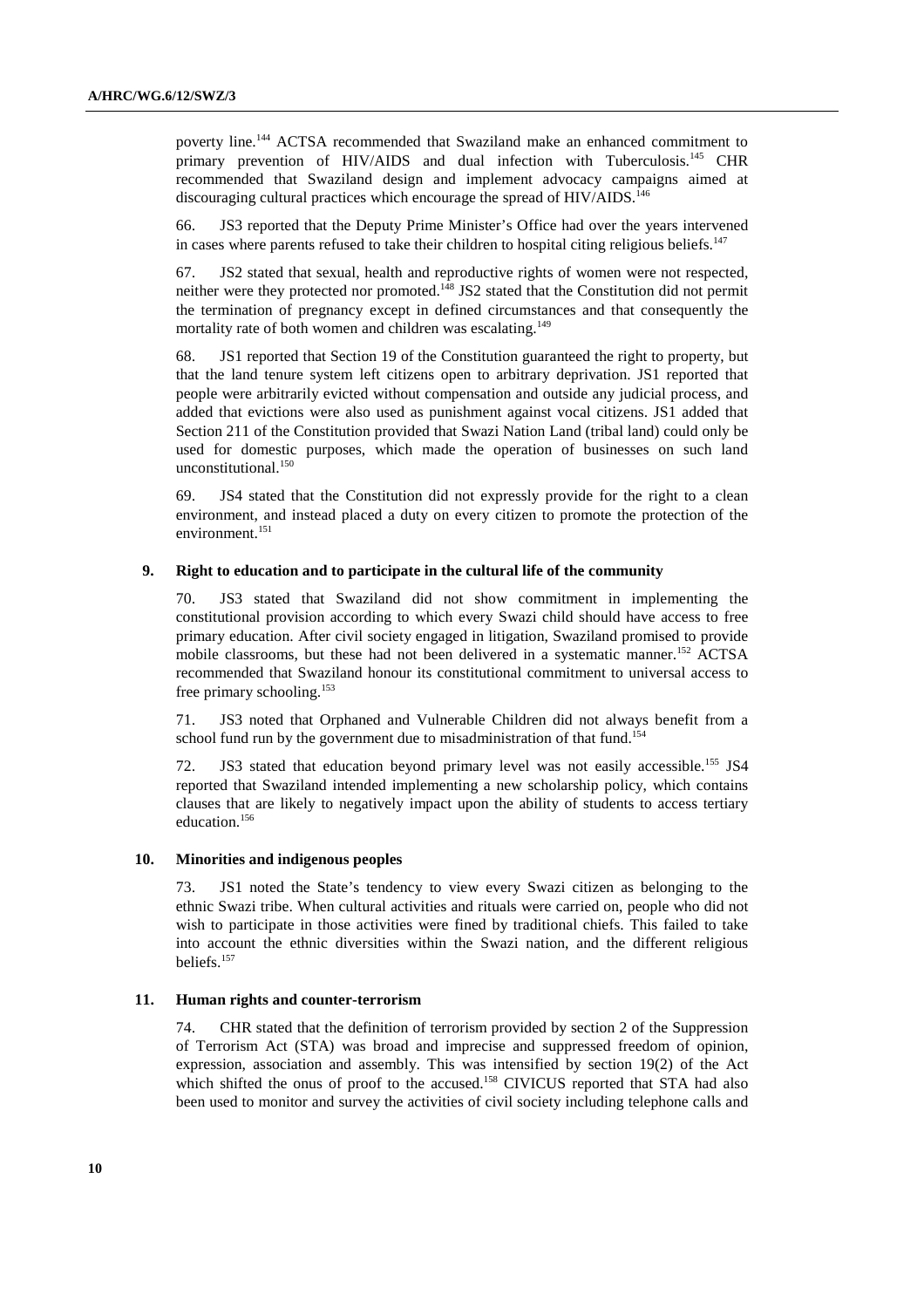poverty line.[144] ACTSA recommended that Swaziland make an enhanced commitment to primary prevention of HIV/AIDS and dual infection with Tuberculosis.[145] CHR recommended that Swaziland design and implement advocacy campaigns aimed at discouraging cultural practices which encourage the spread of HIV/AIDS.[146]

66. JS3 reported that the Deputy Prime Minister's Office had over the years intervened in cases where parents refused to take their children to hospital citing religious beliefs.[147]

67. JS2 stated that sexual, health and reproductive rights of women were not respected, neither were they protected nor promoted.[148] JS2 stated that the Constitution did not permit the termination of pregnancy except in defined circumstances and that consequently the mortality rate of both women and children was escalating.[149]

68. JS1 reported that Section 19 of the Constitution guaranteed the right to property, but that the land tenure system left citizens open to arbitrary deprivation. JS1 reported that people were arbitrarily evicted without compensation and outside any judicial process, and added that evictions were also used as punishment against vocal citizens. JS1 added that Section 211 of the Constitution provided that Swazi Nation Land (tribal land) could only be used for domestic purposes, which made the operation of businesses on such land unconstitutional.[150]

69. JS4 stated that the Constitution did not expressly provide for the right to a clean environment, and instead placed a duty on every citizen to promote the protection of the environment.[151]

### 9. Right to education and to participate in the cultural life of the community

70. JS3 stated that Swaziland did not show commitment in implementing the constitutional provision according to which every Swazi child should have access to free primary education. After civil society engaged in litigation, Swaziland promised to provide mobile classrooms, but these had not been delivered in a systematic manner.[152] ACTSA recommended that Swaziland honour its constitutional commitment to universal access to free primary schooling.[153]

71. JS3 noted that Orphaned and Vulnerable Children did not always benefit from a school fund run by the government due to misadministration of that fund.[154]

72. JS3 stated that education beyond primary level was not easily accessible.[155] JS4 reported that Swaziland intended implementing a new scholarship policy, which contains clauses that are likely to negatively impact upon the ability of students to access tertiary education.[156]

### 10. Minorities and indigenous peoples

73. JS1 noted the State's tendency to view every Swazi citizen as belonging to the ethnic Swazi tribe. When cultural activities and rituals were carried on, people who did not wish to participate in those activities were fined by traditional chiefs. This failed to take into account the ethnic diversities within the Swazi nation, and the different religious beliefs.[157]

### 11. Human rights and counter-terrorism

74. CHR stated that the definition of terrorism provided by section 2 of the Suppression of Terrorism Act (STA) was broad and imprecise and suppressed freedom of opinion, expression, association and assembly. This was intensified by section 19(2) of the Act which shifted the onus of proof to the accused.[158] CIVICUS reported that STA had also been used to monitor and survey the activities of civil society including telephone calls and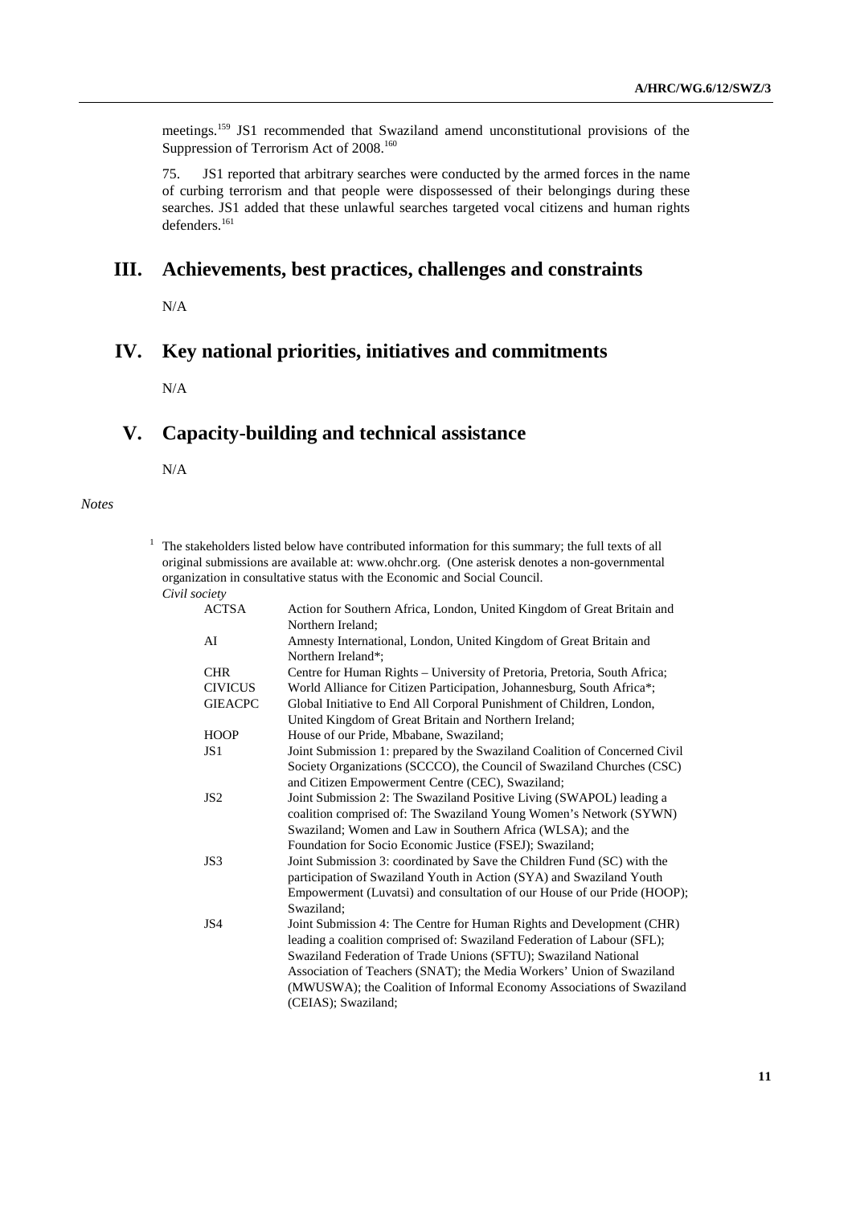meetings.[159] JS1 recommended that Swaziland amend unconstitutional provisions of the Suppression of Terrorism Act of 2008.[160]

75. JS1 reported that arbitrary searches were conducted by the armed forces in the name of curbing terrorism and that people were dispossessed of their belongings during these searches. JS1 added that these unlawful searches targeted vocal citizens and human rights defenders.[161]

## III. Achievements, best practices, challenges and constraints

N/A

## IV. Key national priorities, initiatives and commitments

N/A

## V. Capacity-building and technical assistance

N/A

*Notes*

[1] The stakeholders listed below have contributed information for this summary; the full texts of all original submissions are available at: www.ohchr.org. (One asterisk denotes a non-governmental organization in consultative status with the Economic and Social Council.

*Civil society*

| | |
|---|---|
| ACTSA | Action for Southern Africa, London, United Kingdom of Great Britain and Northern Ireland; |
| AI | Amnesty International, London, United Kingdom of Great Britain and Northern Ireland*; |
| CHR | Centre for Human Rights – University of Pretoria, Pretoria, South Africa; |
| CIVICUS | World Alliance for Citizen Participation, Johannesburg, South Africa*; |
| GIEACPC | Global Initiative to End All Corporal Punishment of Children, London, United Kingdom of Great Britain and Northern Ireland; |
| HOOP | House of our Pride, Mbabane, Swaziland; |
| JS1 | Joint Submission 1: prepared by the Swaziland Coalition of Concerned Civil Society Organizations (SCCCO), the Council of Swaziland Churches (CSC) and Citizen Empowerment Centre (CEC), Swaziland; |
| JS2 | Joint Submission 2: The Swaziland Positive Living (SWAPOL) leading a coalition comprised of: The Swaziland Young Women's Network (SYWN) Swaziland; Women and Law in Southern Africa (WLSA); and the Foundation for Socio Economic Justice (FSEJ); Swaziland; |
| JS3 | Joint Submission 3: coordinated by Save the Children Fund (SC) with the participation of Swaziland Youth in Action (SYA) and Swaziland Youth Empowerment (Luvatsi) and consultation of our House of our Pride (HOOP); Swaziland; |
| JS4 | Joint Submission 4: The Centre for Human Rights and Development (CHR) leading a coalition comprised of: Swaziland Federation of Labour (SFL); Swaziland Federation of Trade Unions (SFTU); Swaziland National Association of Teachers (SNAT); the Media Workers' Union of Swaziland (MWUSWA); the Coalition of Informal Economy Associations of Swaziland (CEIAS); Swaziland; |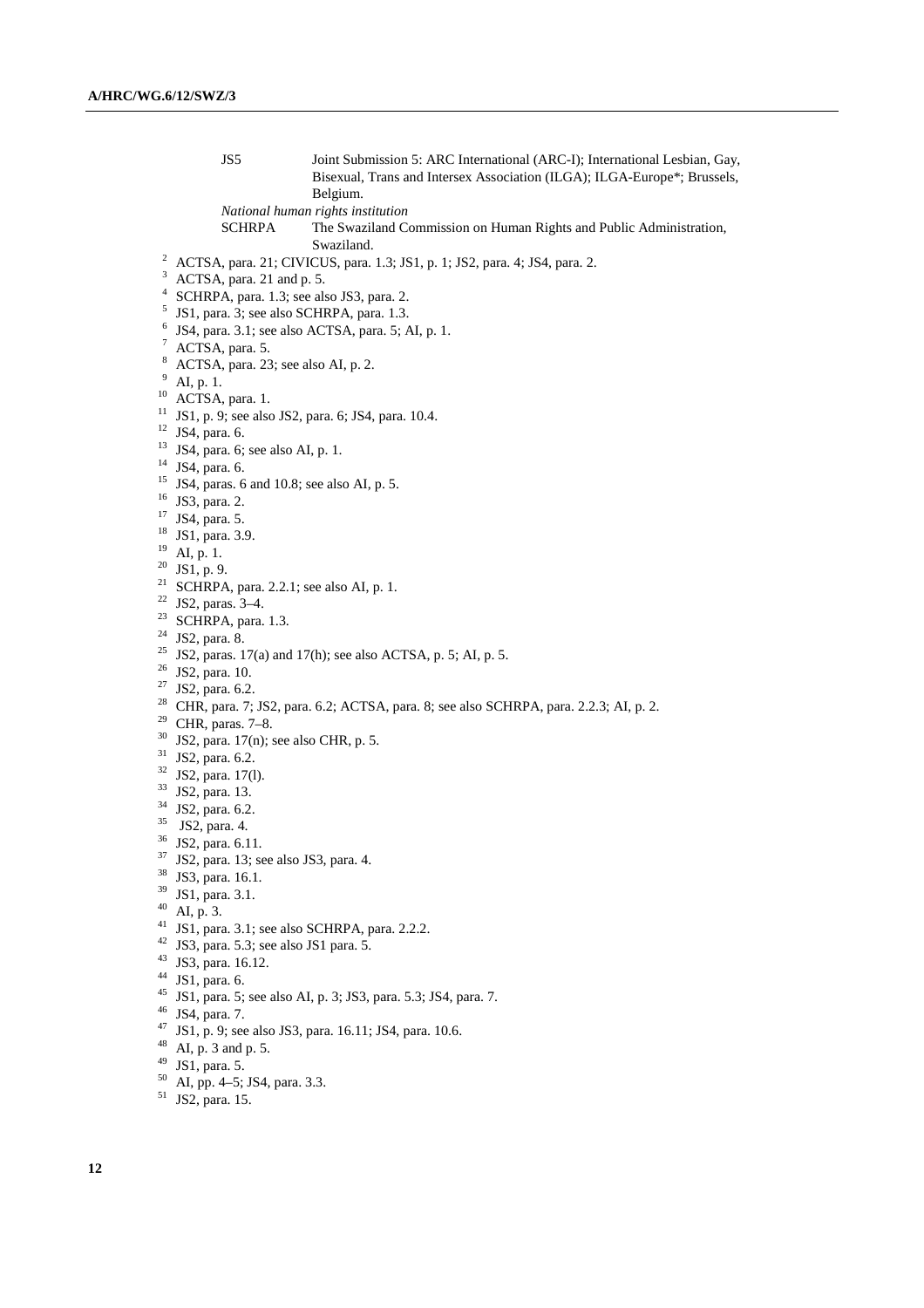JS5 Joint Submission 5: ARC International (ARC-I); International Lesbian, Gay, Bisexual, Trans and Intersex Association (ILGA); ILGA-Europe*; Brussels, Belgium.

*National human rights institution*

SCHRPA The Swaziland Commission on Human Rights and Public Administration, Swaziland.

[2] ACTSA, para. 21; CIVICUS, para. 1.3; JS1, p. 1; JS2, para. 4; JS4, para. 2.
[3] ACTSA, para. 21 and p. 5.
[4] SCHRPA, para. 1.3; see also JS3, para. 2.
[5] JS1, para. 3; see also SCHRPA, para. 1.3.
[6] JS4, para. 3.1; see also ACTSA, para. 5; AI, p. 1.
[7] ACTSA, para. 5.
[8] ACTSA, para. 23; see also AI, p. 2.
[9] AI, p. 1.
[10] ACTSA, para. 1.
[11] JS1, p. 9; see also JS2, para. 6; JS4, para. 10.4.
[12] JS4, para. 6.
[13] JS4, para. 6; see also AI, p. 1.
[14] JS4, para. 6.
[15] JS4, paras. 6 and 10.8; see also AI, p. 5.
[16] JS3, para. 2.
[17] JS4, para. 5.
[18] JS1, para. 3.9.
[19] AI, p. 1.
[20] JS1, p. 9.
[21] SCHRPA, para. 2.2.1; see also AI, p. 1.
[22] JS2, paras. 3–4.
[23] SCHRPA, para. 1.3.
[24] JS2, para. 8.
[25] JS2, paras. 17(a) and 17(h); see also ACTSA, p. 5; AI, p. 5.
[26] JS2, para. 10.
[27] JS2, para. 6.2.
[28] CHR, para. 7; JS2, para. 6.2; ACTSA, para. 8; see also SCHRPA, para. 2.2.3; AI, p. 2.
[29] CHR, paras. 7–8.
[30] JS2, para. 17(n); see also CHR, p. 5.
[31] JS2, para. 6.2.
[32] JS2, para. 17(l).
[33] JS2, para. 13.
[34] JS2, para. 6.2.
[35] JS2, para. 4.
[36] JS2, para. 6.11.
[37] JS2, para. 13; see also JS3, para. 4.
[38] JS3, para. 16.1.
[39] JS1, para. 3.1.
[40] AI, p. 3.
[41] JS1, para. 3.1; see also SCHRPA, para. 2.2.2.
[42] JS3, para. 5.3; see also JS1 para. 5.
[43] JS3, para. 16.12.
[44] JS1, para. 6.
[45] JS1, para. 5; see also AI, p. 3; JS3, para. 5.3; JS4, para. 7.
[46] JS4, para. 7.
[47] JS1, p. 9; see also JS3, para. 16.11; JS4, para. 10.6.
[48] AI, p. 3 and p. 5.
[49] JS1, para. 5.
[50] AI, pp. 4–5; JS4, para. 3.3.
[51] JS2, para. 15.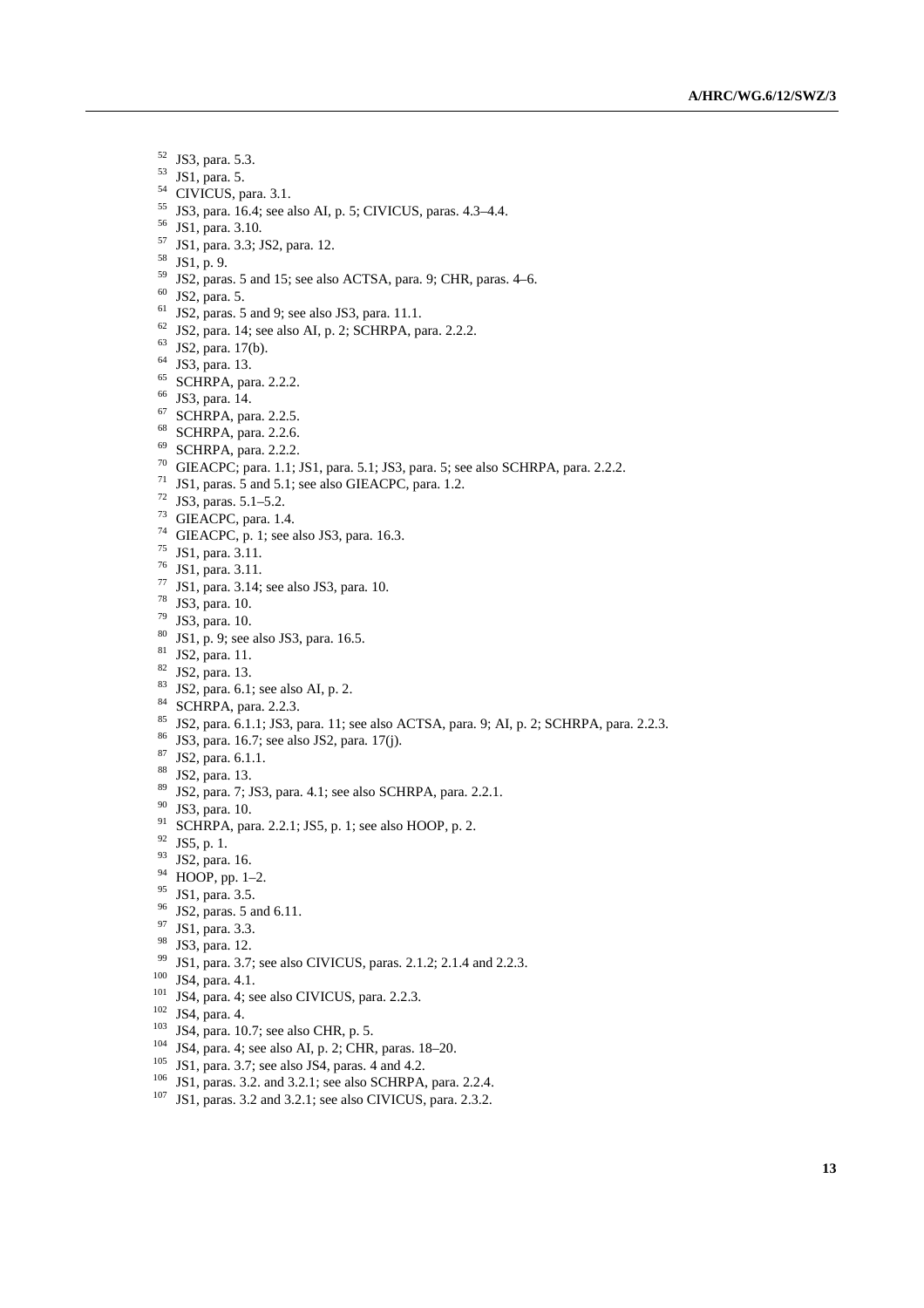[52] JS3, para. 5.3.
[53] JS1, para. 5.
[54] CIVICUS, para. 3.1.
[55] JS3, para. 16.4; see also AI, p. 5; CIVICUS, paras. 4.3–4.4.
[56] JS1, para. 3.10.
[57] JS1, para. 3.3; JS2, para. 12.
[58] JS1, p. 9.
[59] JS2, paras. 5 and 15; see also ACTSA, para. 9; CHR, paras. 4–6.
[60] JS2, para. 5.
[61] JS2, paras. 5 and 9; see also JS3, para. 11.1.
[62] JS2, para. 14; see also AI, p. 2; SCHRPA, para. 2.2.2.
[63] JS2, para. 17(b).
[64] JS3, para. 13.
[65] SCHRPA, para. 2.2.2.
[66] JS3, para. 14.
[67] SCHRPA, para. 2.2.5.
[68] SCHRPA, para. 2.2.6.
[69] SCHRPA, para. 2.2.2.
[70] GIEACPC; para. 1.1; JS1, para. 5.1; JS3, para. 5; see also SCHRPA, para. 2.2.2.
[71] JS1, paras. 5 and 5.1; see also GIEACPC, para. 1.2.
[72] JS3, paras. 5.1–5.2.
[73] GIEACPC, para. 1.4.
[74] GIEACPC, p. 1; see also JS3, para. 16.3.
[75] JS1, para. 3.11.
[76] JS1, para. 3.11.
[77] JS1, para. 3.14; see also JS3, para. 10.
[78] JS3, para. 10.
[79] JS3, para. 10.
[80] JS1, p. 9; see also JS3, para. 16.5.
[81] JS2, para. 11.
[82] JS2, para. 13.
[83] JS2, para. 6.1; see also AI, p. 2.
[84] SCHRPA, para. 2.2.3.
[85] JS2, para. 6.1.1; JS3, para. 11; see also ACTSA, para. 9; AI, p. 2; SCHRPA, para. 2.2.3.
[86] JS3, para. 16.7; see also JS2, para. 17(j).
[87] JS2, para. 6.1.1.
[88] JS2, para. 13.
[89] JS2, para. 7; JS3, para. 4.1; see also SCHRPA, para. 2.2.1.
[90] JS3, para. 10.
[91] SCHRPA, para. 2.2.1; JS5, p. 1; see also HOOP, p. 2.
[92] JS5, p. 1.
[93] JS2, para. 16.
[94] HOOP, pp. 1–2.
[95] JS1, para. 3.5.
[96] JS2, paras. 5 and 6.11.
[97] JS1, para. 3.3.
[98] JS3, para. 12.
[99] JS1, para. 3.7; see also CIVICUS, paras. 2.1.2; 2.1.4 and 2.2.3.
[100] JS4, para. 4.1.
[101] JS4, para. 4; see also CIVICUS, para. 2.2.3.
[102] JS4, para. 4.
[103] JS4, para. 10.7; see also CHR, p. 5.
[104] JS4, para. 4; see also AI, p. 2; CHR, paras. 18–20.
[105] JS1, para. 3.7; see also JS4, paras. 4 and 4.2.
[106] JS1, paras. 3.2. and 3.2.1; see also SCHRPA, para. 2.2.4.
[107] JS1, paras. 3.2 and 3.2.1; see also CIVICUS, para. 2.3.2.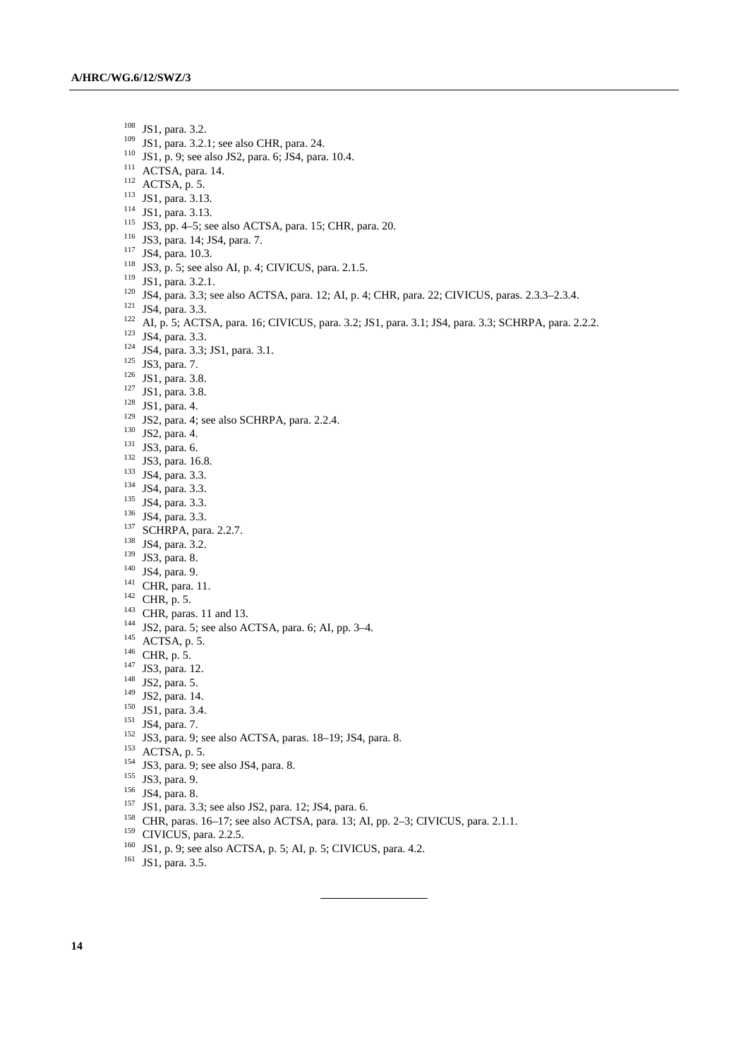[108] JS1, para. 3.2.
[109] JS1, para. 3.2.1; see also CHR, para. 24.
[110] JS1, p. 9; see also JS2, para. 6; JS4, para. 10.4.
[111] ACTSA, para. 14.
[112] ACTSA, p. 5.
[113] JS1, para. 3.13.
[114] JS1, para. 3.13.
[115] JS3, pp. 4–5; see also ACTSA, para. 15; CHR, para. 20.
[116] JS3, para. 14; JS4, para. 7.
[117] JS4, para. 10.3.
[118] JS3, p. 5; see also AI, p. 4; CIVICUS, para. 2.1.5.
[119] JS1, para. 3.2.1.
[120] JS4, para. 3.3; see also ACTSA, para. 12; AI, p. 4; CHR, para. 22; CIVICUS, paras. 2.3.3–2.3.4.
[121] JS4, para. 3.3.
[122] AI, p. 5; ACTSA, para. 16; CIVICUS, para. 3.2; JS1, para. 3.1; JS4, para. 3.3; SCHRPA, para. 2.2.2.
[123] JS4, para. 3.3.
[124] JS4, para. 3.3; JS1, para. 3.1.
[125] JS3, para. 7.
[126] JS1, para. 3.8.
[127] JS1, para. 3.8.
[128] JS1, para. 4.
[129] JS2, para. 4; see also SCHRPA, para. 2.2.4.
[130] JS2, para. 4.
[131] JS3, para. 6.
[132] JS3, para. 16.8.
[133] JS4, para. 3.3.
[134] JS4, para. 3.3.
[135] JS4, para. 3.3.
[136] JS4, para. 3.3.
[137] SCHRPA, para. 2.2.7.
[138] JS4, para. 3.2.
[139] JS3, para. 8.
[140] JS4, para. 9.
[141] CHR, para. 11.
[142] CHR, p. 5.
[143] CHR, paras. 11 and 13.
[144] JS2, para. 5; see also ACTSA, para. 6; AI, pp. 3–4.
[145] ACTSA, p. 5.
[146] CHR, p. 5.
[147] JS3, para. 12.
[148] JS2, para. 5.
[149] JS2, para. 14.
[150] JS1, para. 3.4.
[151] JS4, para. 7.
[152] JS3, para. 9; see also ACTSA, paras. 18–19; JS4, para. 8.
[153] ACTSA, p. 5.
[154] JS3, para. 9; see also JS4, para. 8.
[155] JS3, para. 9.
[156] JS4, para. 8.
[157] JS1, para. 3.3; see also JS2, para. 12; JS4, para. 6.
[158] CHR, paras. 16–17; see also ACTSA, para. 13; AI, pp. 2–3; CIVICUS, para. 2.1.1.
[159] CIVICUS, para. 2.2.5.
[160] JS1, p. 9; see also ACTSA, p. 5; AI, p. 5; CIVICUS, para. 4.2.
[161] JS1, para. 3.5.